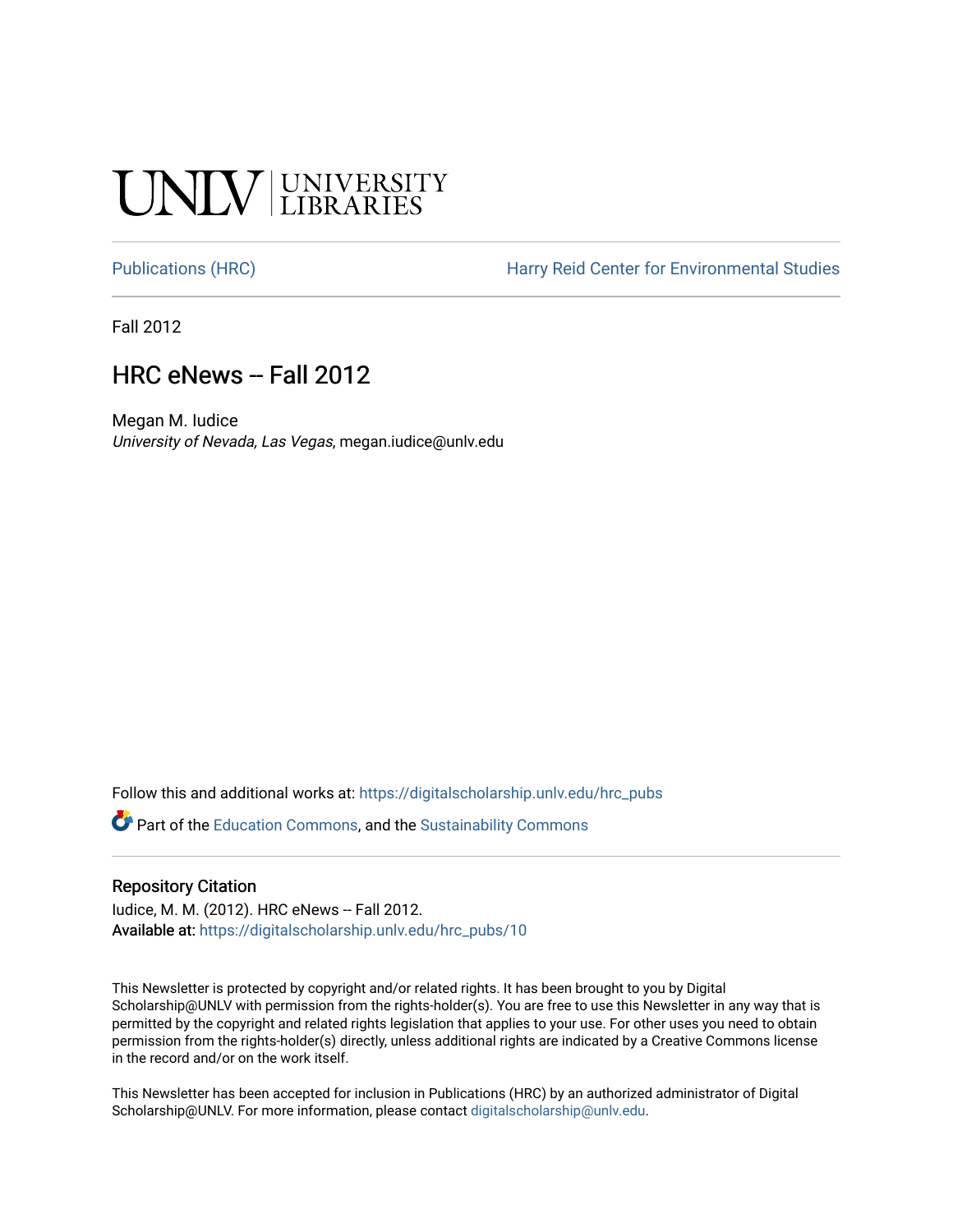UNLV | UNIVERSITY LIBRARIES

Publications (HRC) | Harry Reid Center for Environmental Studies

Fall 2012

# HRC eNews -- Fall 2012

Megan M. Iudice
*University of Nevada, Las Vegas*, megan.iudice@unlv.edu

Follow this and additional works at: https://digitalscholarship.unlv.edu/hrc_pubs

Part of the Education Commons, and the Sustainability Commons

## Repository Citation

Iudice, M. M. (2012). HRC eNews -- Fall 2012.
**Available at:** https://digitalscholarship.unlv.edu/hrc_pubs/10

This Newsletter is protected by copyright and/or related rights. It has been brought to you by Digital Scholarship@UNLV with permission from the rights-holder(s). You are free to use this Newsletter in any way that is permitted by the copyright and related rights legislation that applies to your use. For other uses you need to obtain permission from the rights-holder(s) directly, unless additional rights are indicated by a Creative Commons license in the record and/or on the work itself.

This Newsletter has been accepted for inclusion in Publications (HRC) by an authorized administrator of Digital Scholarship@UNLV. For more information, please contact digitalscholarship@unlv.edu.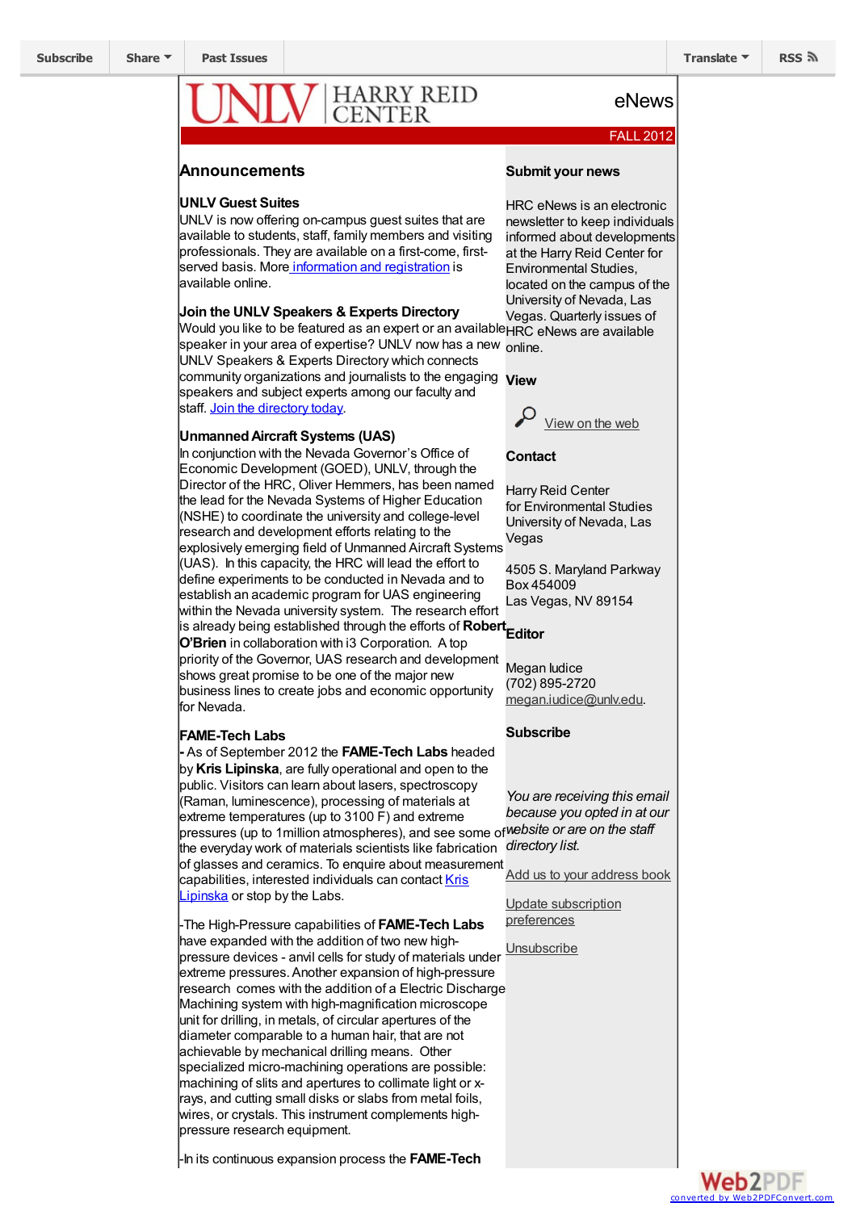Subscribe | Share | Past Issues | Translate | RSS

UNLV | HARRY REID CENTER

eNews

FALL 2012

## Announcements

### UNLV Guest Suites

UNLV is now offering on-campus guest suites that are available to students, staff, family members and visiting professionals. They are available on a first-come, first-served basis. More information and registration is available online.

### Join the UNLV Speakers & Experts Directory

Would you like to be featured as an expert or an available speaker in your area of expertise? UNLV now has a new UNLV Speakers & Experts Directory which connects community organizations and journalists to the engaging speakers and subject experts among our faculty and staff. Join the directory today.

### Unmanned Aircraft Systems (UAS)

In conjunction with the Nevada Governor's Office of Economic Development (GOED), UNLV, through the Director of the HRC, Oliver Hemmers, has been named the lead for the Nevada Systems of Higher Education (NSHE) to coordinate the university and college-level research and development efforts relating to the explosively emerging field of Unmanned Aircraft Systems (UAS). In this capacity, the HRC will lead the effort to define experiments to be conducted in Nevada and to establish an academic program for UAS engineering within the Nevada university system. The research effort is already being established through the efforts of **Robert O'Brien** in collaboration with i3 Corporation. A top priority of the Governor, UAS research and development shows great promise to be one of the major new business lines to create jobs and economic opportunity for Nevada.

### FAME-Tech Labs

**-** As of September 2012 the **FAME-Tech Labs** headed by **Kris Lipinska**, are fully operational and open to the public. Visitors can learn about lasers, spectroscopy (Raman, luminescence), processing of materials at extreme temperatures (up to 3100 F) and extreme pressures (up to 1million atmospheres), and see some of the everyday work of materials scientists like fabrication of glasses and ceramics. To enquire about measurement capabilities, interested individuals can contact Kris Lipinska or stop by the Labs.

-The High-Pressure capabilities of **FAME-Tech Labs** have expanded with the addition of two new high-pressure devices - anvil cells for study of materials under extreme pressures. Another expansion of high-pressure research comes with the addition of a Electric Discharge Machining system with high-magnification microscope unit for drilling, in metals, of circular apertures of the diameter comparable to a human hair, that are not achievable by mechanical drilling means. Other specialized micro-machining operations are possible: machining of slits and apertures to collimate light or x-rays, and cutting small disks or slabs from metal foils, wires, or crystals. This instrument complements high-pressure research equipment.

-In its continuous expansion process the **FAME-Tech**

### Submit your news

HRC eNews is an electronic newsletter to keep individuals informed about developments at the Harry Reid Center for Environmental Studies, located on the campus of the University of Nevada, Las Vegas. Quarterly issues of HRC eNews are available online.

### View

View on the web

### Contact

Harry Reid Center
for Environmental Studies
University of Nevada, Las Vegas

4505 S. Maryland Parkway
Box 454009
Las Vegas, NV 89154

### Editor

Megan Iudice
(702) 895-2720
megan.iudice@unlv.edu.

### Subscribe

*You are receiving this email because you opted in at our website or are on the staff directory list.*

Add us to your address book

Update subscription preferences

Unsubscribe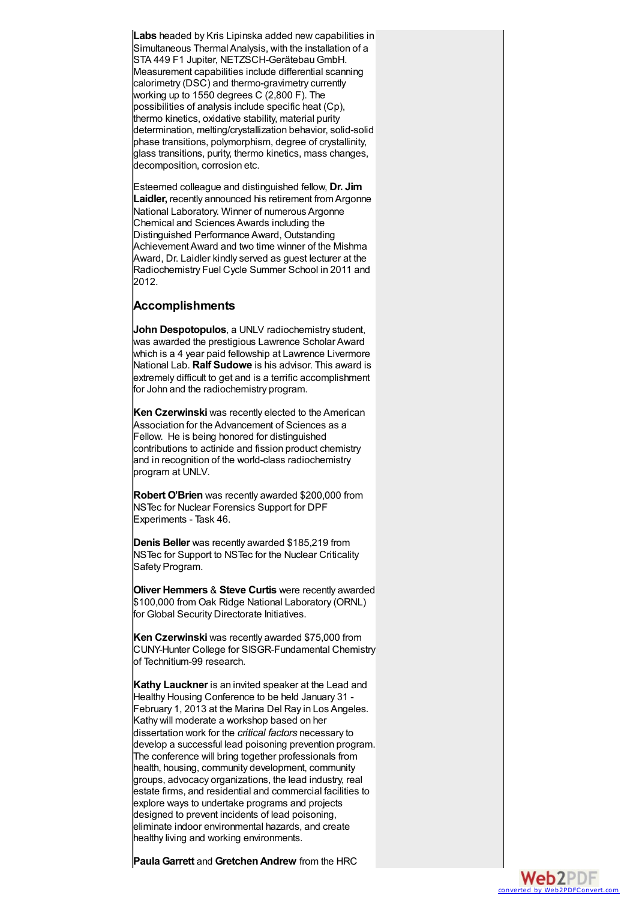**Labs** headed by Kris Lipinska added new capabilities in Simultaneous Thermal Analysis, with the installation of a STA 449 F1 Jupiter, NETZSCH-Gerätebau GmbH. Measurement capabilities include differential scanning calorimetry (DSC) and thermo-gravimetry currently working up to 1550 degrees C (2,800 F). The possibilities of analysis include specific heat (Cp), thermo kinetics, oxidative stability, material purity determination, melting/crystallization behavior, solid-solid phase transitions, polymorphism, degree of crystallinity, glass transitions, purity, thermo kinetics, mass changes, decomposition, corrosion etc.

Esteemed colleague and distinguished fellow, **Dr. Jim Laidler,** recently announced his retirement from Argonne National Laboratory. Winner of numerous Argonne Chemical and Sciences Awards including the Distinguished Performance Award, Outstanding Achievement Award and two time winner of the Mishma Award, Dr. Laidler kindly served as guest lecturer at the Radiochemistry Fuel Cycle Summer School in 2011 and 2012.

## Accomplishments

**John Despotopulos**, a UNLV radiochemistry student, was awarded the prestigious Lawrence Scholar Award which is a 4 year paid fellowship at Lawrence Livermore National Lab. **Ralf Sudowe** is his advisor. This award is extremely difficult to get and is a terrific accomplishment for John and the radiochemistry program.

**Ken Czerwinski** was recently elected to the American Association for the Advancement of Sciences as a Fellow. He is being honored for distinguished contributions to actinide and fission product chemistry and in recognition of the world-class radiochemistry program at UNLV.

**Robert O'Brien** was recently awarded $200,000 from NSTec for Nuclear Forensics Support for DPF Experiments - Task 46.

**Denis Beller** was recently awarded $185,219 from NSTec for Support to NSTec for the Nuclear Criticality Safety Program.

**Oliver Hemmers** & **Steve Curtis** were recently awarded $100,000 from Oak Ridge National Laboratory (ORNL) for Global Security Directorate Initiatives.

**Ken Czerwinski** was recently awarded $75,000 from CUNY-Hunter College for SISGR-Fundamental Chemistry of Technitium-99 research.

**Kathy Lauckner** is an invited speaker at the Lead and Healthy Housing Conference to be held January 31 - February 1, 2013 at the Marina Del Ray in Los Angeles. Kathy will moderate a workshop based on her dissertation work for the *critical factors* necessary to develop a successful lead poisoning prevention program. The conference will bring together professionals from health, housing, community development, community groups, advocacy organizations, the lead industry, real estate firms, and residential and commercial facilities to explore ways to undertake programs and projects designed to prevent incidents of lead poisoning, eliminate indoor environmental hazards, and create healthy living and working environments.

**Paula Garrett** and **Gretchen Andrew** from the HRC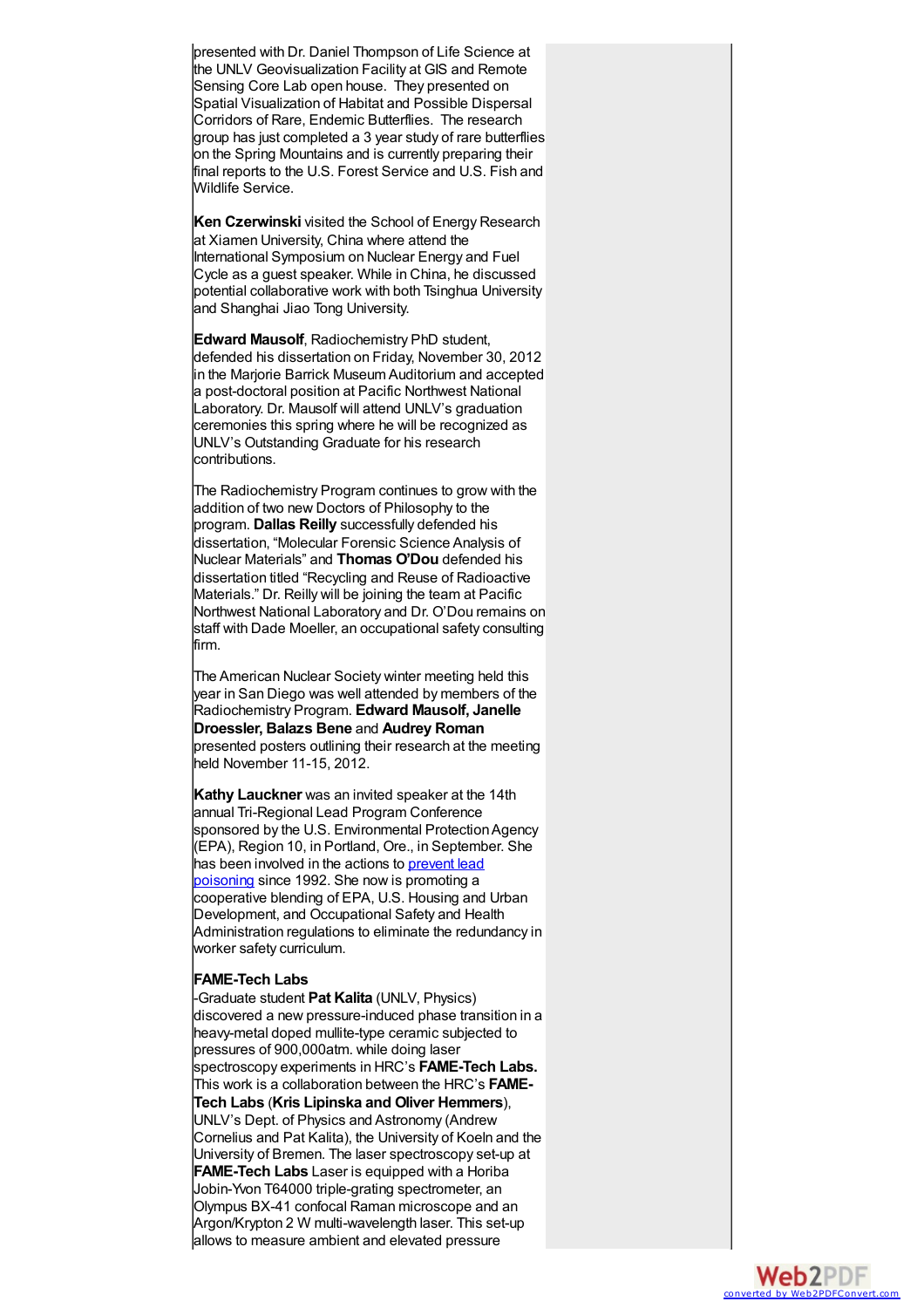presented with Dr. Daniel Thompson of Life Science at the UNLV Geovisualization Facility at GIS and Remote Sensing Core Lab open house. They presented on Spatial Visualization of Habitat and Possible Dispersal Corridors of Rare, Endemic Butterflies. The research group has just completed a 3 year study of rare butterflies on the Spring Mountains and is currently preparing their final reports to the U.S. Forest Service and U.S. Fish and Wildlife Service.

**Ken Czerwinski** visited the School of Energy Research at Xiamen University, China where attend the International Symposium on Nuclear Energy and Fuel Cycle as a guest speaker. While in China, he discussed potential collaborative work with both Tsinghua University and Shanghai Jiao Tong University.

**Edward Mausolf**, Radiochemistry PhD student, defended his dissertation on Friday, November 30, 2012 in the Marjorie Barrick Museum Auditorium and accepted a post-doctoral position at Pacific Northwest National Laboratory. Dr. Mausolf will attend UNLV's graduation ceremonies this spring where he will be recognized as UNLV's Outstanding Graduate for his research contributions.

The Radiochemistry Program continues to grow with the addition of two new Doctors of Philosophy to the program. **Dallas Reilly** successfully defended his dissertation, "Molecular Forensic Science Analysis of Nuclear Materials" and **Thomas O'Dou** defended his dissertation titled "Recycling and Reuse of Radioactive Materials." Dr. Reilly will be joining the team at Pacific Northwest National Laboratory and Dr. O'Dou remains on staff with Dade Moeller, an occupational safety consulting firm.

The American Nuclear Society winter meeting held this year in San Diego was well attended by members of the Radiochemistry Program. **Edward Mausolf, Janelle Droessler, Balazs Bene** and **Audrey Roman** presented posters outlining their research at the meeting held November 11-15, 2012.

**Kathy Lauckner** was an invited speaker at the 14th annual Tri-Regional Lead Program Conference sponsored by the U.S. Environmental Protection Agency (EPA), Region 10, in Portland, Ore., in September. She has been involved in the actions to prevent lead poisoning since 1992. She now is promoting a cooperative blending of EPA, U.S. Housing and Urban Development, and Occupational Safety and Health Administration regulations to eliminate the redundancy in worker safety curriculum.

**FAME-Tech Labs**

-Graduate student **Pat Kalita** (UNLV, Physics) discovered a new pressure-induced phase transition in a heavy-metal doped mullite-type ceramic subjected to pressures of 900,000atm. while doing laser spectroscopy experiments in HRC's **FAME-Tech Labs.** This work is a collaboration between the HRC's **FAME-Tech Labs** (**Kris Lipinska and Oliver Hemmers**), UNLV's Dept. of Physics and Astronomy (Andrew Cornelius and Pat Kalita), the University of Koeln and the University of Bremen. The laser spectroscopy set-up at **FAME-Tech Labs** Laser is equipped with a Horiba Jobin-Yvon T64000 triple-grating spectrometer, an Olympus BX-41 confocal Raman microscope and an Argon/Krypton 2 W multi-wavelength laser. This set-up allows to measure ambient and elevated pressure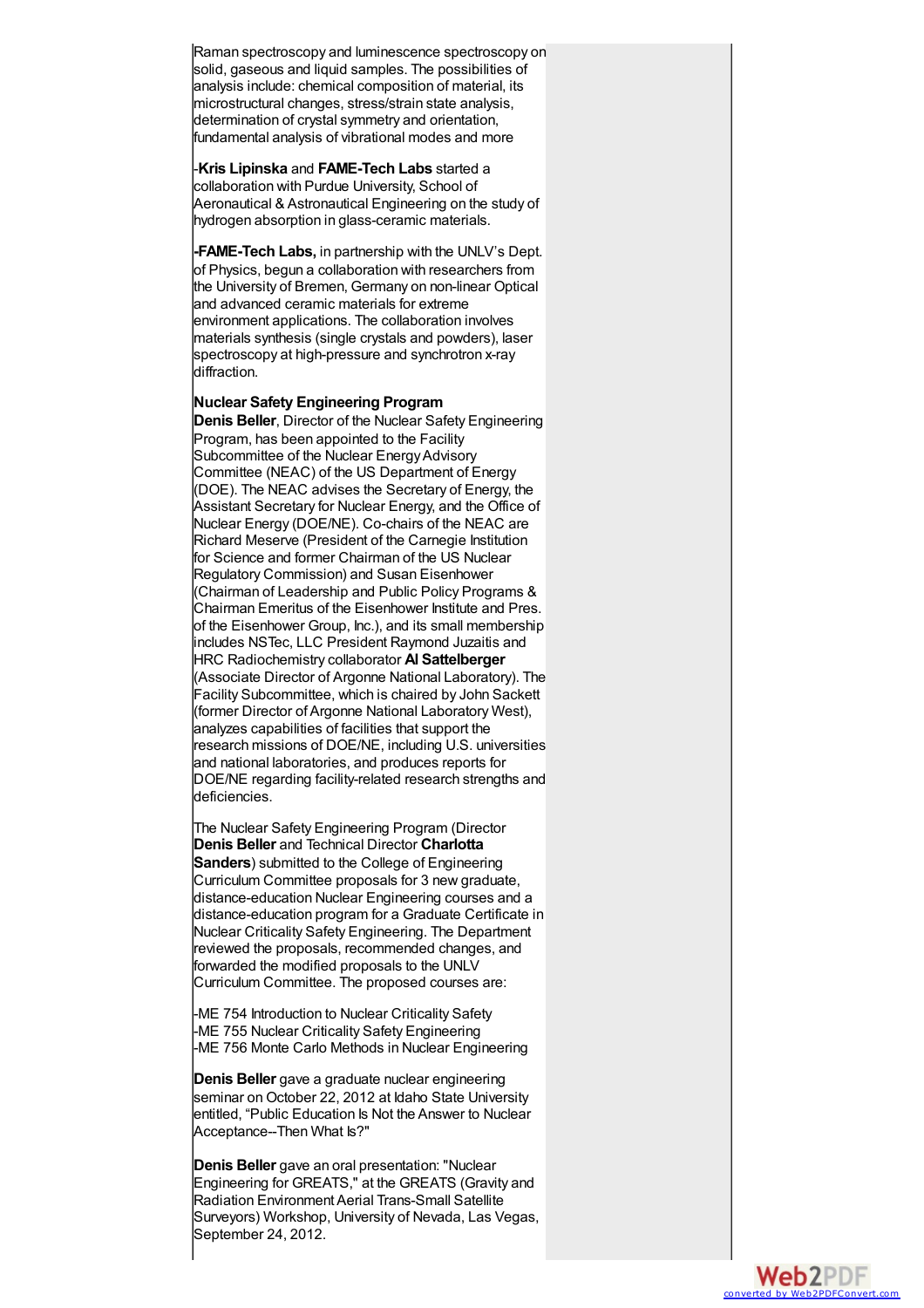Raman spectroscopy and luminescence spectroscopy on solid, gaseous and liquid samples. The possibilities of analysis include: chemical composition of material, its microstructural changes, stress/strain state analysis, determination of crystal symmetry and orientation, fundamental analysis of vibrational modes and more

-**Kris Lipinska** and **FAME-Tech Labs** started a collaboration with Purdue University, School of Aeronautical & Astronautical Engineering on the study of hydrogen absorption in glass-ceramic materials.

**-FAME-Tech Labs,** in partnership with the UNLV's Dept. of Physics, begun a collaboration with researchers from the University of Bremen, Germany on non-linear Optical and advanced ceramic materials for extreme environment applications. The collaboration involves materials synthesis (single crystals and powders), laser spectroscopy at high-pressure and synchrotron x-ray diffraction.

**Nuclear Safety Engineering Program**

**Denis Beller**, Director of the Nuclear Safety Engineering Program, has been appointed to the Facility Subcommittee of the Nuclear Energy Advisory Committee (NEAC) of the US Department of Energy (DOE). The NEAC advises the Secretary of Energy, the Assistant Secretary for Nuclear Energy, and the Office of Nuclear Energy (DOE/NE). Co-chairs of the NEAC are Richard Meserve (President of the Carnegie Institution for Science and former Chairman of the US Nuclear Regulatory Commission) and Susan Eisenhower (Chairman of Leadership and Public Policy Programs & Chairman Emeritus of the Eisenhower Institute and Pres. of the Eisenhower Group, Inc.), and its small membership includes NSTec, LLC President Raymond Juzaitis and HRC Radiochemistry collaborator **Al Sattelberger** (Associate Director of Argonne National Laboratory). The Facility Subcommittee, which is chaired by John Sackett (former Director of Argonne National Laboratory West), analyzes capabilities of facilities that support the research missions of DOE/NE, including U.S. universities and national laboratories, and produces reports for DOE/NE regarding facility-related research strengths and deficiencies.

The Nuclear Safety Engineering Program (Director **Denis Beller** and Technical Director **Charlotta Sanders**) submitted to the College of Engineering Curriculum Committee proposals for 3 new graduate, distance-education Nuclear Engineering courses and a distance-education program for a Graduate Certificate in Nuclear Criticality Safety Engineering. The Department reviewed the proposals, recommended changes, and forwarded the modified proposals to the UNLV Curriculum Committee. The proposed courses are:

-ME 754 Introduction to Nuclear Criticality Safety
-ME 755 Nuclear Criticality Safety Engineering
-ME 756 Monte Carlo Methods in Nuclear Engineering

**Denis Beller** gave a graduate nuclear engineering seminar on October 22, 2012 at Idaho State University entitled, "Public Education Is Not the Answer to Nuclear Acceptance--Then What Is?"

**Denis Beller** gave an oral presentation: "Nuclear Engineering for GREATS," at the GREATS (Gravity and Radiation Environment Aerial Trans-Small Satellite Surveyors) Workshop, University of Nevada, Las Vegas, September 24, 2012.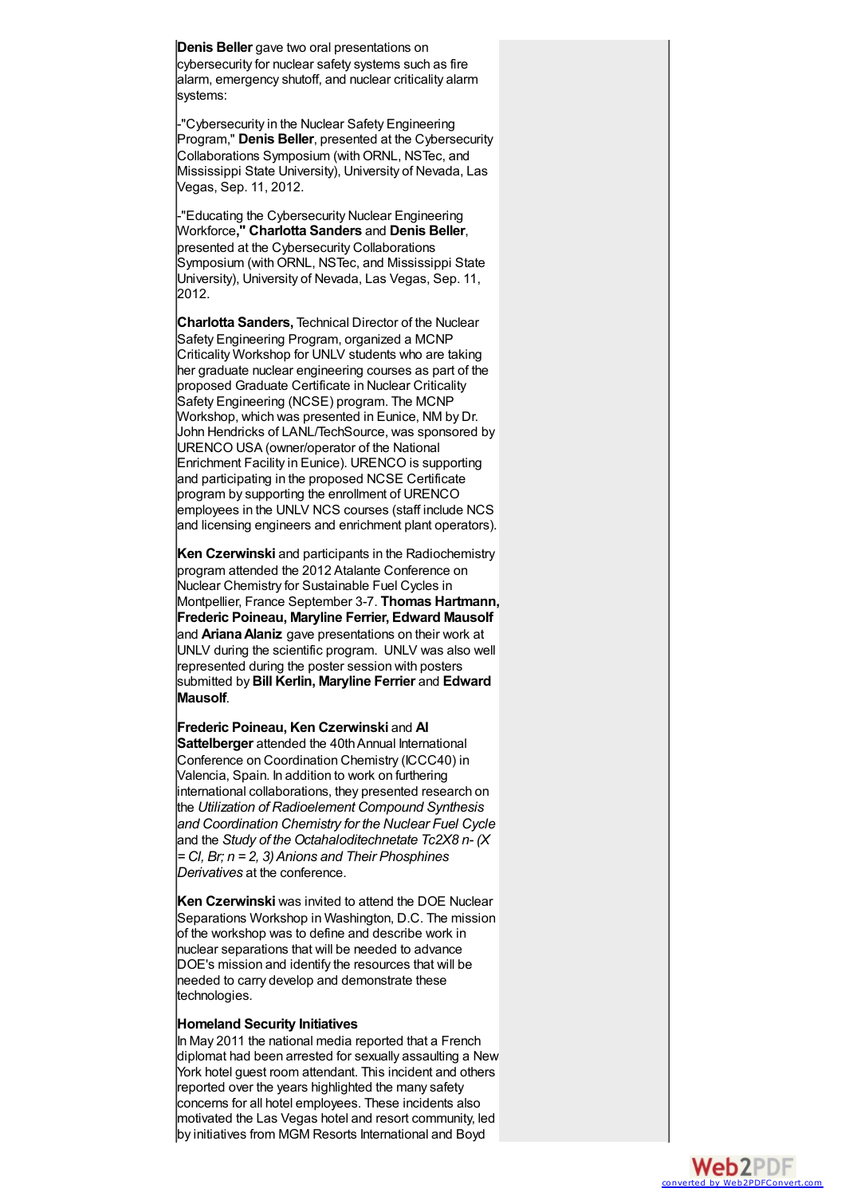**Denis Beller** gave two oral presentations on cybersecurity for nuclear safety systems such as fire alarm, emergency shutoff, and nuclear criticality alarm systems:

-"Cybersecurity in the Nuclear Safety Engineering Program," **Denis Beller**, presented at the Cybersecurity Collaborations Symposium (with ORNL, NSTec, and Mississippi State University), University of Nevada, Las Vegas, Sep. 11, 2012.

-"Educating the Cybersecurity Nuclear Engineering Workforce**," Charlotta Sanders** and **Denis Beller**, presented at the Cybersecurity Collaborations Symposium (with ORNL, NSTec, and Mississippi State University), University of Nevada, Las Vegas, Sep. 11, 2012.

**Charlotta Sanders,** Technical Director of the Nuclear Safety Engineering Program, organized a MCNP Criticality Workshop for UNLV students who are taking her graduate nuclear engineering courses as part of the proposed Graduate Certificate in Nuclear Criticality Safety Engineering (NCSE) program. The MCNP Workshop, which was presented in Eunice, NM by Dr. John Hendricks of LANL/TechSource, was sponsored by URENCO USA (owner/operator of the National Enrichment Facility in Eunice). URENCO is supporting and participating in the proposed NCSE Certificate program by supporting the enrollment of URENCO employees in the UNLV NCS courses (staff include NCS and licensing engineers and enrichment plant operators).

**Ken Czerwinski** and participants in the Radiochemistry program attended the 2012 Atalante Conference on Nuclear Chemistry for Sustainable Fuel Cycles in Montpellier, France September 3-7. **Thomas Hartmann, Frederic Poineau, Maryline Ferrier, Edward Mausolf** and **Ariana Alaniz** gave presentations on their work at UNLV during the scientific program. UNLV was also well represented during the poster session with posters submitted by **Bill Kerlin, Maryline Ferrier** and **Edward Mausolf**.

**Frederic Poineau, Ken Czerwinski** and **Al Sattelberger** attended the 40th Annual International Conference on Coordination Chemistry (ICCC40) in Valencia, Spain. In addition to work on furthering international collaborations, they presented research on the *Utilization of Radioelement Compound Synthesis and Coordination Chemistry for the Nuclear Fuel Cycle* and the *Study of the Octahaloditechnetate Tc2X8 n- (X = Cl, Br; n = 2, 3) Anions and Their Phosphines Derivatives* at the conference.

**Ken Czerwinski** was invited to attend the DOE Nuclear Separations Workshop in Washington, D.C. The mission of the workshop was to define and describe work in nuclear separations that will be needed to advance DOE's mission and identify the resources that will be needed to carry develop and demonstrate these technologies.

**Homeland Security Initiatives**

In May 2011 the national media reported that a French diplomat had been arrested for sexually assaulting a New York hotel guest room attendant. This incident and others reported over the years highlighted the many safety concerns for all hotel employees. These incidents also motivated the Las Vegas hotel and resort community, led by initiatives from MGM Resorts International and Boyd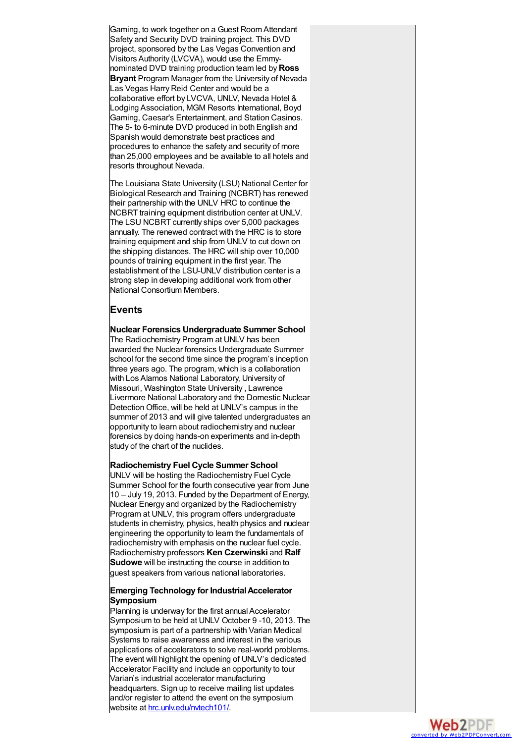Gaming, to work together on a Guest Room Attendant Safety and Security DVD training project. This DVD project, sponsored by the Las Vegas Convention and Visitors Authority (LVCVA), would use the Emmy-nominated DVD training production team led by **Ross Bryant** Program Manager from the University of Nevada Las Vegas Harry Reid Center and would be a collaborative effort by LVCVA, UNLV, Nevada Hotel & Lodging Association, MGM Resorts International, Boyd Gaming, Caesar's Entertainment, and Station Casinos. The 5- to 6-minute DVD produced in both English and Spanish would demonstrate best practices and procedures to enhance the safety and security of more than 25,000 employees and be available to all hotels and resorts throughout Nevada.

The Louisiana State University (LSU) National Center for Biological Research and Training (NCBRT) has renewed their partnership with the UNLV HRC to continue the NCBRT training equipment distribution center at UNLV. The LSU NCBRT currently ships over 5,000 packages annually. The renewed contract with the HRC is to store training equipment and ship from UNLV to cut down on the shipping distances. The HRC will ship over 10,000 pounds of training equipment in the first year. The establishment of the LSU-UNLV distribution center is a strong step in developing additional work from other National Consortium Members.

## Events

**Nuclear Forensics Undergraduate Summer School**
The Radiochemistry Program at UNLV has been awarded the Nuclear forensics Undergraduate Summer school for the second time since the program's inception three years ago. The program, which is a collaboration with Los Alamos National Laboratory, University of Missouri, Washington State University , Lawrence Livermore National Laboratory and the Domestic Nuclear Detection Office, will be held at UNLV's campus in the summer of 2013 and will give talented undergraduates an opportunity to learn about radiochemistry and nuclear forensics by doing hands-on experiments and in-depth study of the chart of the nuclides.

**Radiochemistry Fuel Cycle Summer School**
UNLV will be hosting the Radiochemistry Fuel Cycle Summer School for the fourth consecutive year from June 10 – July 19, 2013. Funded by the Department of Energy, Nuclear Energy and organized by the Radiochemistry Program at UNLV, this program offers undergraduate students in chemistry, physics, health physics and nuclear engineering the opportunity to learn the fundamentals of radiochemistry with emphasis on the nuclear fuel cycle. Radiochemistry professors **Ken Czerwinski** and **Ralf Sudowe** will be instructing the course in addition to guest speakers from various national laboratories.

**Emerging Technology for Industrial Accelerator Symposium**
Planning is underway for the first annual Accelerator Symposium to be held at UNLV October 9 -10, 2013. The symposium is part of a partnership with Varian Medical Systems to raise awareness and interest in the various applications of accelerators to solve real-world problems. The event will highlight the opening of UNLV's dedicated Accelerator Facility and include an opportunity to tour Varian's industrial accelerator manufacturing headquarters. Sign up to receive mailing list updates and/or register to attend the event on the symposium website at hrc.unlv.edu/nvtech101/.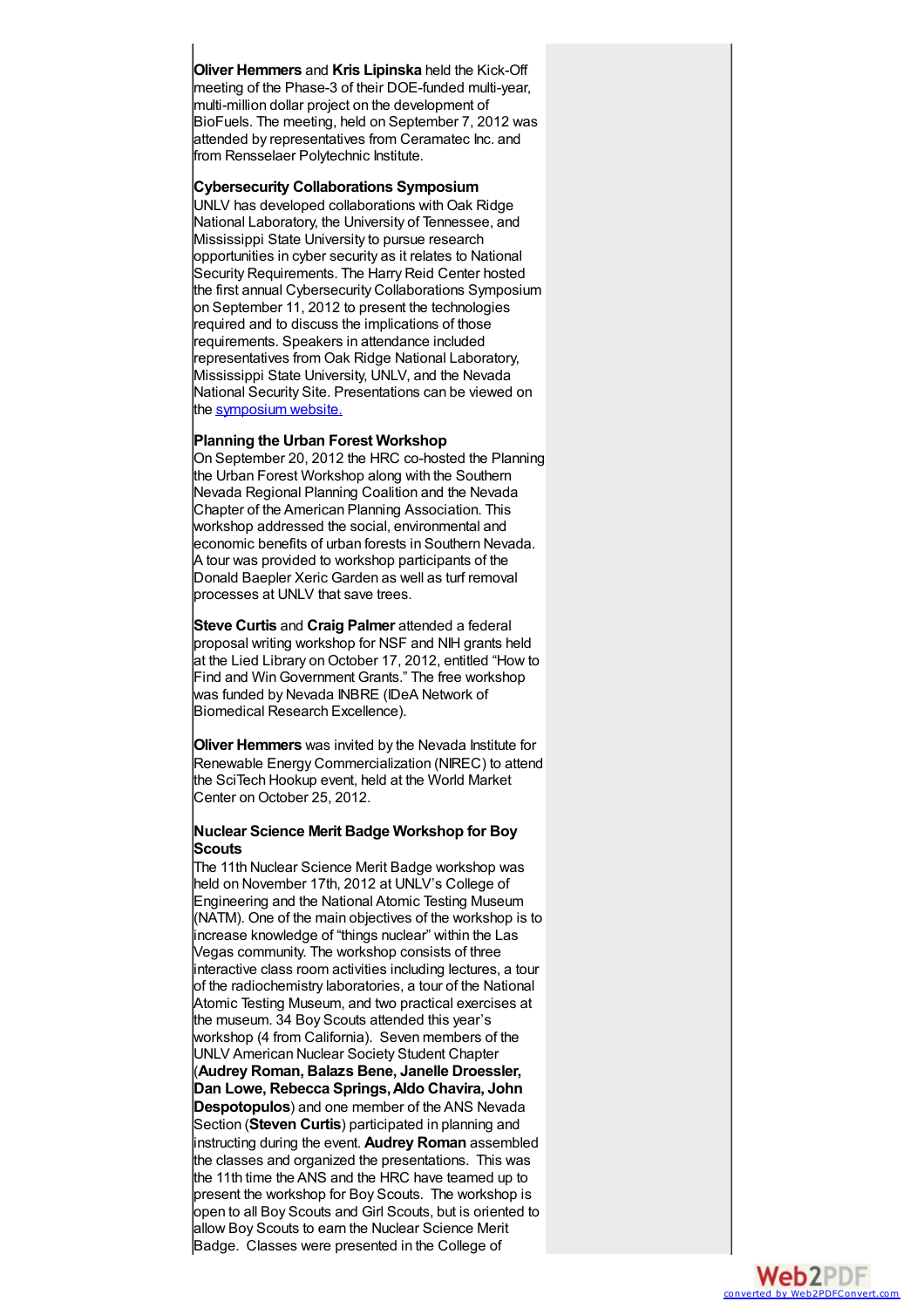**Oliver Hemmers** and **Kris Lipinska** held the Kick-Off meeting of the Phase-3 of their DOE-funded multi-year, multi-million dollar project on the development of BioFuels. The meeting, held on September 7, 2012 was attended by representatives from Ceramatec Inc. and from Rensselaer Polytechnic Institute.

**Cybersecurity Collaborations Symposium**
UNLV has developed collaborations with Oak Ridge National Laboratory, the University of Tennessee, and Mississippi State University to pursue research opportunities in cyber security as it relates to National Security Requirements. The Harry Reid Center hosted the first annual Cybersecurity Collaborations Symposium on September 11, 2012 to present the technologies required and to discuss the implications of those requirements. Speakers in attendance included representatives from Oak Ridge National Laboratory, Mississippi State University, UNLV, and the Nevada National Security Site. Presentations can be viewed on the symposium website.

**Planning the Urban Forest Workshop**
On September 20, 2012 the HRC co-hosted the Planning the Urban Forest Workshop along with the Southern Nevada Regional Planning Coalition and the Nevada Chapter of the American Planning Association. This workshop addressed the social, environmental and economic benefits of urban forests in Southern Nevada. A tour was provided to workshop participants of the Donald Baepler Xeric Garden as well as turf removal processes at UNLV that save trees.

**Steve Curtis** and **Craig Palmer** attended a federal proposal writing workshop for NSF and NIH grants held at the Lied Library on October 17, 2012, entitled "How to Find and Win Government Grants." The free workshop was funded by Nevada INBRE (IDeA Network of Biomedical Research Excellence).

**Oliver Hemmers** was invited by the Nevada Institute for Renewable Energy Commercialization (NIREC) to attend the SciTech Hookup event, held at the World Market Center on October 25, 2012.

**Nuclear Science Merit Badge Workshop for Boy Scouts**
The 11th Nuclear Science Merit Badge workshop was held on November 17th, 2012 at UNLV's College of Engineering and the National Atomic Testing Museum (NATM). One of the main objectives of the workshop is to increase knowledge of "things nuclear" within the Las Vegas community. The workshop consists of three interactive class room activities including lectures, a tour of the radiochemistry laboratories, a tour of the National Atomic Testing Museum, and two practical exercises at the museum. 34 Boy Scouts attended this year's workshop (4 from California). Seven members of the UNLV American Nuclear Society Student Chapter (**Audrey Roman, Balazs Bene, Janelle Droessler, Dan Lowe, Rebecca Springs, Aldo Chavira, John Despotopulos**) and one member of the ANS Nevada Section (**Steven Curtis**) participated in planning and instructing during the event. **Audrey Roman** assembled the classes and organized the presentations. This was the 11th time the ANS and the HRC have teamed up to present the workshop for Boy Scouts. The workshop is open to all Boy Scouts and Girl Scouts, but is oriented to allow Boy Scouts to earn the Nuclear Science Merit Badge. Classes were presented in the College of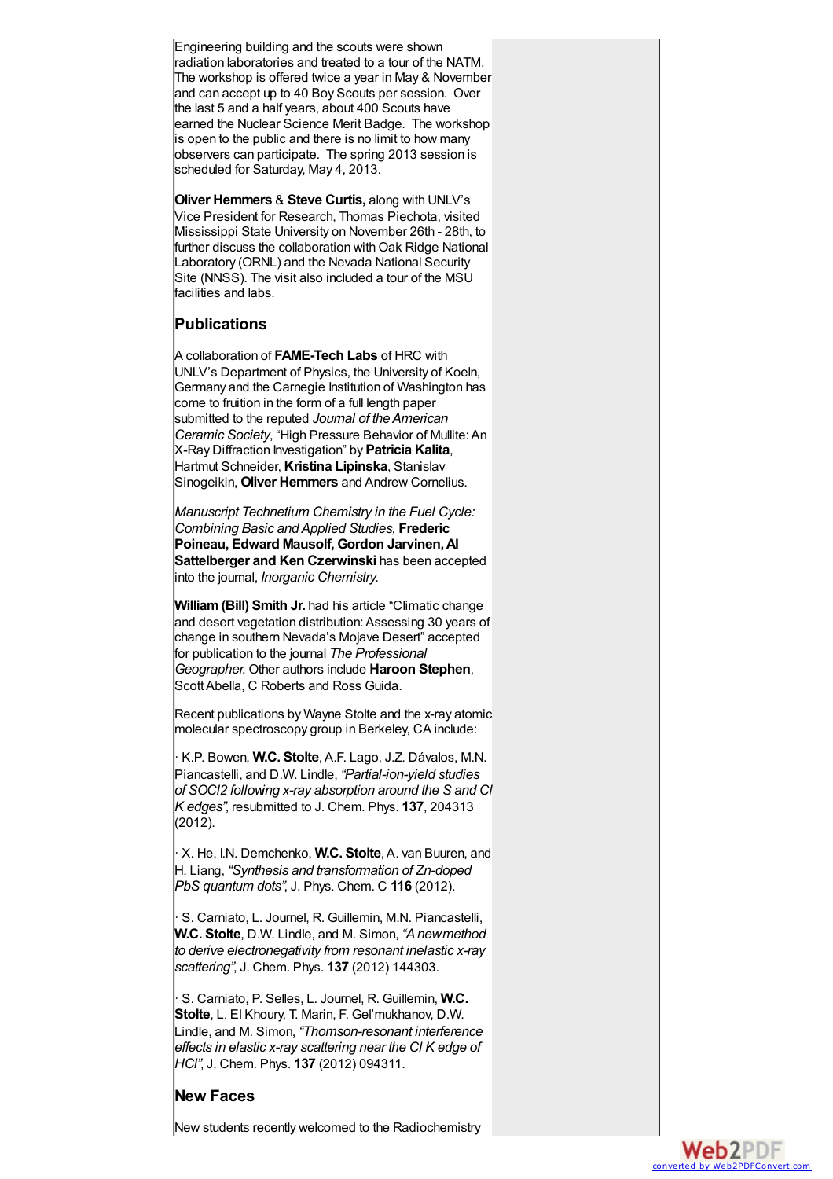Engineering building and the scouts were shown radiation laboratories and treated to a tour of the NATM. The workshop is offered twice a year in May & November and can accept up to 40 Boy Scouts per session. Over the last 5 and a half years, about 400 Scouts have earned the Nuclear Science Merit Badge. The workshop is open to the public and there is no limit to how many observers can participate. The spring 2013 session is scheduled for Saturday, May 4, 2013.

**Oliver Hemmers** & **Steve Curtis,** along with UNLV's Vice President for Research, Thomas Piechota, visited Mississippi State University on November 26th - 28th, to further discuss the collaboration with Oak Ridge National Laboratory (ORNL) and the Nevada National Security Site (NNSS). The visit also included a tour of the MSU facilities and labs.

## Publications

A collaboration of **FAME-Tech Labs** of HRC with UNLV's Department of Physics, the University of Koeln, Germany and the Carnegie Institution of Washington has come to fruition in the form of a full length paper submitted to the reputed *Journal of the American Ceramic Society*, "High Pressure Behavior of Mullite: An X-Ray Diffraction Investigation" by **Patricia Kalita**, Hartmut Schneider, **Kristina Lipinska**, Stanislav Sinogeikin, **Oliver Hemmers** and Andrew Cornelius.

*Manuscript Technetium Chemistry in the Fuel Cycle: Combining Basic and Applied Studies,* **Frederic Poineau, Edward Mausolf, Gordon Jarvinen, Al Sattelberger and Ken Czerwinski** has been accepted into the journal, *Inorganic Chemistry.*

**William (Bill) Smith Jr.** had his article "Climatic change and desert vegetation distribution: Assessing 30 years of change in southern Nevada's Mojave Desert" accepted for publication to the journal *The Professional Geographer.* Other authors include **Haroon Stephen**, Scott Abella, C Roberts and Ross Guida.

Recent publications by Wayne Stolte and the x-ray atomic molecular spectroscopy group in Berkeley, CA include:

· K.P. Bowen, **W.C. Stolte**, A.F. Lago, J.Z. Dávalos, M.N. Piancastelli, and D.W. Lindle, *"Partial-ion-yield studies of SOCl2 following x-ray absorption around the S and Cl K edges"*, resubmitted to J. Chem. Phys. **137**, 204313 (2012).

· X. He, I.N. Demchenko, **W.C. Stolte**, A. van Buuren, and H. Liang, *"Synthesis and transformation of Zn-doped PbS quantum dots"*, J. Phys. Chem. C **116** (2012).

· S. Carniato, L. Journel, R. Guillemin, M.N. Piancastelli, **W.C. Stolte**, D.W. Lindle, and M. Simon, *"A new method to derive electronegativity from resonant inelastic x-ray scattering"*, J. Chem. Phys. **137** (2012) 144303.

· S. Carniato, P. Selles, L. Journel, R. Guillemin, **W.C. Stolte**, L. El Khoury, T. Marin, F. Gel'mukhanov, D.W. Lindle, and M. Simon, *"Thomson-resonant interference effects in elastic x-ray scattering near the Cl K edge of HCl"*, J. Chem. Phys. **137** (2012) 094311.

## New Faces

New students recently welcomed to the Radiochemistry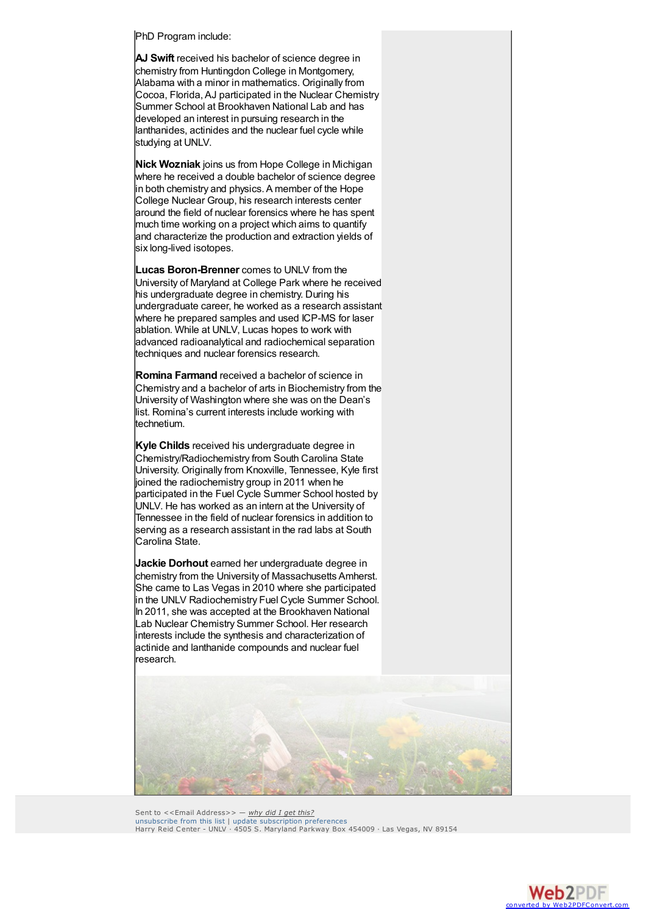PhD Program include:

**AJ Swift** received his bachelor of science degree in chemistry from Huntingdon College in Montgomery, Alabama with a minor in mathematics. Originally from Cocoa, Florida, AJ participated in the Nuclear Chemistry Summer School at Brookhaven National Lab and has developed an interest in pursuing research in the lanthanides, actinides and the nuclear fuel cycle while studying at UNLV.

**Nick Wozniak** joins us from Hope College in Michigan where he received a double bachelor of science degree in both chemistry and physics. A member of the Hope College Nuclear Group, his research interests center around the field of nuclear forensics where he has spent much time working on a project which aims to quantify and characterize the production and extraction yields of six long-lived isotopes.

**Lucas Boron-Brenner** comes to UNLV from the University of Maryland at College Park where he received his undergraduate degree in chemistry. During his undergraduate career, he worked as a research assistant where he prepared samples and used ICP-MS for laser ablation. While at UNLV, Lucas hopes to work with advanced radioanalytical and radiochemical separation techniques and nuclear forensics research.

**Romina Farmand** received a bachelor of science in Chemistry and a bachelor of arts in Biochemistry from the University of Washington where she was on the Dean's list. Romina's current interests include working with technetium.

**Kyle Childs** received his undergraduate degree in Chemistry/Radiochemistry from South Carolina State University. Originally from Knoxville, Tennessee, Kyle first joined the radiochemistry group in 2011 when he participated in the Fuel Cycle Summer School hosted by UNLV. He has worked as an intern at the University of Tennessee in the field of nuclear forensics in addition to serving as a research assistant in the rad labs at South Carolina State.

**Jackie Dorhout** earned her undergraduate degree in chemistry from the University of Massachusetts Amherst. She came to Las Vegas in 2010 where she participated in the UNLV Radiochemistry Fuel Cycle Summer School. In 2011, she was accepted at the Brookhaven National Lab Nuclear Chemistry Summer School. Her research interests include the synthesis and characterization of actinide and lanthanide compounds and nuclear fuel research.

Sent to <<Email Address>> — *why did I get this?*
unsubscribe from this list | update subscription preferences
Harry Reid Center - UNLV · 4505 S. Maryland Parkway Box 454009 · Las Vegas, NV 89154